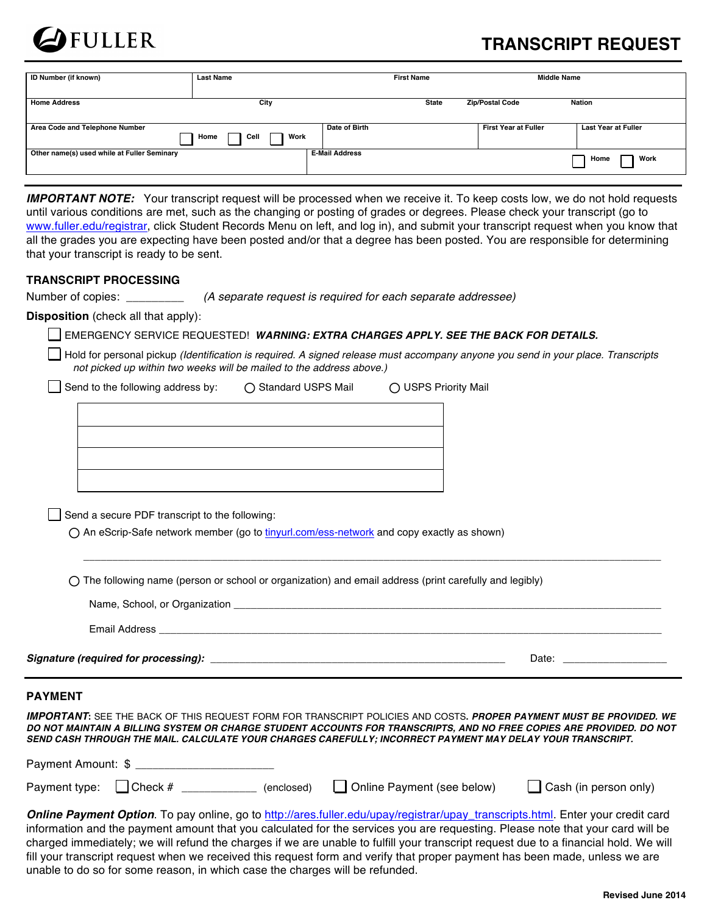FULLER

# TRANSCRIPT REQUEST

| ID Number (if known) | Last Name | First Name | Middle Name |
|---|---|---|---|
| Home Address | City | State | Zip/Postal Code | Nation |
| Area Code and Telephone Number ☐ Home ☐ Cell ☐ Work | Date of Birth | First Year at Fuller | Last Year at Fuller |
| Other name(s) used while at Fuller Seminary | E-Mail Address ☐ Home ☐ Work | | |

***IMPORTANT NOTE:*** Your transcript request will be processed when we receive it. To keep costs low, we do not hold requests until various conditions are met, such as the changing or posting of grades or degrees. Please check your transcript (go to www.fuller.edu/registrar, click Student Records Menu on left, and log in), and submit your transcript request when you know that all the grades you are expecting have been posted and/or that a degree has been posted. You are responsible for determining that your transcript is ready to be sent.

## TRANSCRIPT PROCESSING

Number of copies: _________ *(A separate request is required for each separate addressee)*

**Disposition** (check all that apply):

☐ EMERGENCY SERVICE REQUESTED! ***WARNING: EXTRA CHARGES APPLY. SEE THE BACK FOR DETAILS.***

☐ Hold for personal pickup *(Identification is required. A signed release must accompany anyone you send in your place. Transcripts not picked up within two weeks will be mailed to the address above.)*

☐ Send to the following address by: ◯ Standard USPS Mail ◯ USPS Priority Mail

| |
|---|
| |
| |
| |
| |

☐ Send a secure PDF transcript to the following:

◯ An eScrip-Safe network member (go to tinyurl.com/ess-network and copy exactly as shown)

_______________________________________________________________________________

◯ The following name (person or school or organization) and email address (print carefully and legibly)

Name, School, or Organization ________________________________________________________________

Email Address ________________________________________________________________

***Signature (required for processing):*** ______________________________________ Date: ______________

## PAYMENT

***IMPORTANT***: SEE THE BACK OF THIS REQUEST FORM FOR TRANSCRIPT POLICIES AND COSTS. ***PROPER PAYMENT MUST BE PROVIDED. WE DO NOT MAINTAIN A BILLING SYSTEM OR CHARGE STUDENT ACCOUNTS FOR TRANSCRIPTS, AND NO FREE COPIES ARE PROVIDED. DO NOT SEND CASH THROUGH THE MAIL. CALCULATE YOUR CHARGES CAREFULLY; INCORRECT PAYMENT MAY DELAY YOUR TRANSCRIPT.***

Payment Amount: $ ______________________

Payment type: ☐ Check # ____________ (enclosed) ☐ Online Payment (see below) ☐ Cash (in person only)

***Online Payment Option***. To pay online, go to http://ares.fuller.edu/upay/registrar/upay_transcripts.html. Enter your credit card information and the payment amount that you calculated for the services you are requesting. Please note that your card will be charged immediately; we will refund the charges if we are unable to fulfill your transcript request due to a financial hold. We will fill your transcript request when we received this request form and verify that proper payment has been made, unless we are unable to do so for some reason, in which case the charges will be refunded.

**Revised June 2014**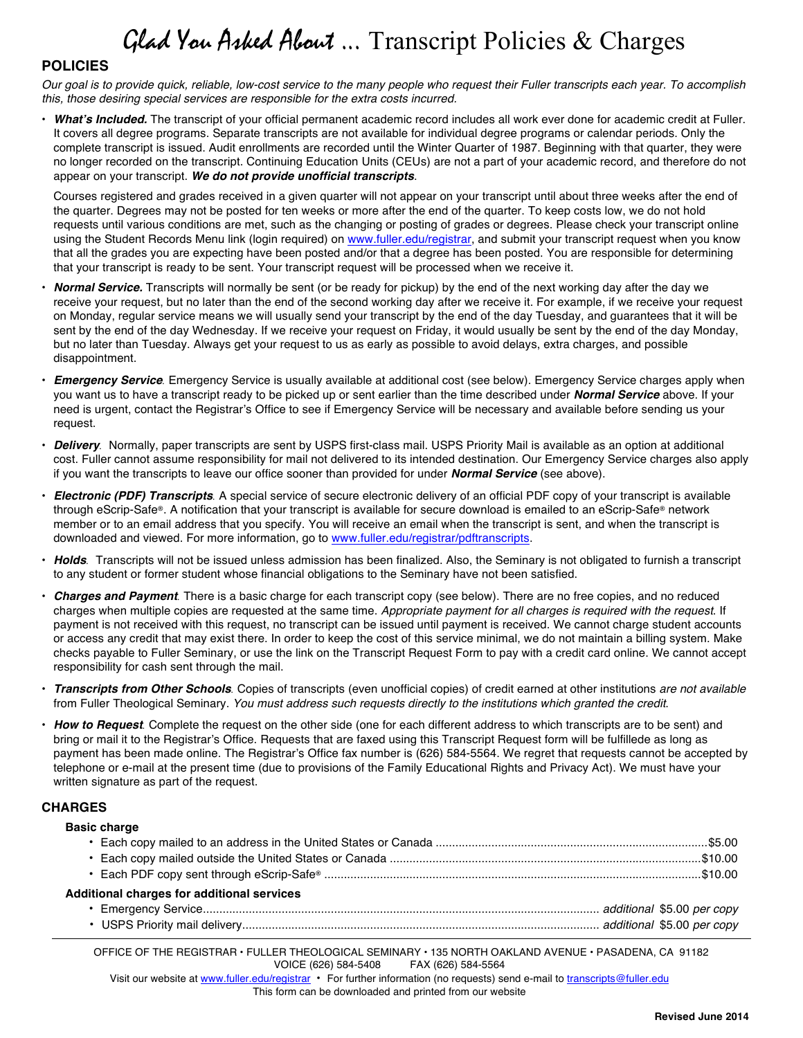# *Glad You Asked About* ... Transcript Policies & Charges

## POLICIES

*Our goal is to provide quick, reliable, low-cost service to the many people who request their Fuller transcripts each year. To accomplish this, those desiring special services are responsible for the extra costs incurred.*

- ***What's Included.*** The transcript of your official permanent academic record includes all work ever done for academic credit at Fuller. It covers all degree programs. Separate transcripts are not available for individual degree programs or calendar periods. Only the complete transcript is issued. Audit enrollments are recorded until the Winter Quarter of 1987. Beginning with that quarter, they were no longer recorded on the transcript. Continuing Education Units (CEUs) are not a part of your academic record, and therefore do not appear on your transcript. ***We do not provide unofficial transcripts***.

  Courses registered and grades received in a given quarter will not appear on your transcript until about three weeks after the end of the quarter. Degrees may not be posted for ten weeks or more after the end of the quarter. To keep costs low, we do not hold requests until various conditions are met, such as the changing or posting of grades or degrees. Please check your transcript online using the Student Records Menu link (login required) on www.fuller.edu/registrar, and submit your transcript request when you know that all the grades you are expecting have been posted and/or that a degree has been posted. You are responsible for determining that your transcript is ready to be sent. Your transcript request will be processed when we receive it.

- ***Normal Service.*** Transcripts will normally be sent (or be ready for pickup) by the end of the next working day after the day we receive your request, but no later than the end of the second working day after we receive it. For example, if we receive your request on Monday, regular service means we will usually send your transcript by the end of the day Tuesday, and guarantees that it will be sent by the end of the day Wednesday. If we receive your request on Friday, it would usually be sent by the end of the day Monday, but no later than Tuesday. Always get your request to us as early as possible to avoid delays, extra charges, and possible disappointment.

- ***Emergency Service***. Emergency Service is usually available at additional cost (see below). Emergency Service charges apply when you want us to have a transcript ready to be picked up or sent earlier than the time described under ***Normal Service*** above. If your need is urgent, contact the Registrar's Office to see if Emergency Service will be necessary and available before sending us your request.

- ***Delivery***. Normally, paper transcripts are sent by USPS first-class mail. USPS Priority Mail is available as an option at additional cost. Fuller cannot assume responsibility for mail not delivered to its intended destination. Our Emergency Service charges also apply if you want the transcripts to leave our office sooner than provided for under ***Normal Service*** (see above).

- ***Electronic (PDF) Transcripts***. A special service of secure electronic delivery of an official PDF copy of your transcript is available through eScrip-Safe®. A notification that your transcript is available for secure download is emailed to an eScrip-Safe® network member or to an email address that you specify. You will receive an email when the transcript is sent, and when the transcript is downloaded and viewed. For more information, go to www.fuller.edu/registrar/pdftranscripts.

- ***Holds***. Transcripts will not be issued unless admission has been finalized. Also, the Seminary is not obligated to furnish a transcript to any student or former student whose financial obligations to the Seminary have not been satisfied.

- ***Charges and Payment***. There is a basic charge for each transcript copy (see below). There are no free copies, and no reduced charges when multiple copies are requested at the same time. *Appropriate payment for all charges is required with the request*. If payment is not received with this request, no transcript can be issued until payment is received. We cannot charge student accounts or access any credit that may exist there. In order to keep the cost of this service minimal, we do not maintain a billing system. Make checks payable to Fuller Seminary, or use the link on the Transcript Request Form to pay with a credit card online. We cannot accept responsibility for cash sent through the mail.

- ***Transcripts from Other Schools***. Copies of transcripts (even unofficial copies) of credit earned at other institutions *are not available* from Fuller Theological Seminary. *You must address such requests directly to the institutions which granted the credit*.

- ***How to Request***. Complete the request on the other side (one for each different address to which transcripts are to be sent) and bring or mail it to the Registrar's Office. Requests that are faxed using this Transcript Request form will be fulfillede as long as payment has been made online. The Registrar's Office fax number is (626) 584-5564. We regret that requests cannot be accepted by telephone or e-mail at the present time (due to provisions of the Family Educational Rights and Privacy Act). We must have your written signature as part of the request.

## CHARGES

### Basic charge

- Each copy mailed to an address in the United States or Canada .................................... $5.00
- Each copy mailed outside the United States or Canada .................................... $10.00
- Each PDF copy sent through eScrip-Safe® .................................... $10.00

### Additional charges for additional services

- Emergency Service .................................... *additional* $5.00 *per copy*
- USPS Priority mail delivery .................................... *additional* $5.00 *per copy*

OFFICE OF THE REGISTRAR • FULLER THEOLOGICAL SEMINARY • 135 NORTH OAKLAND AVENUE • PASADENA, CA 91182
VOICE (626) 584-5408 FAX (626) 584-5564

Visit our website at www.fuller.edu/registrar • For further information (no requests) send e-mail to transcripts@fuller.edu

This form can be downloaded and printed from our website

**Revised June 2014**